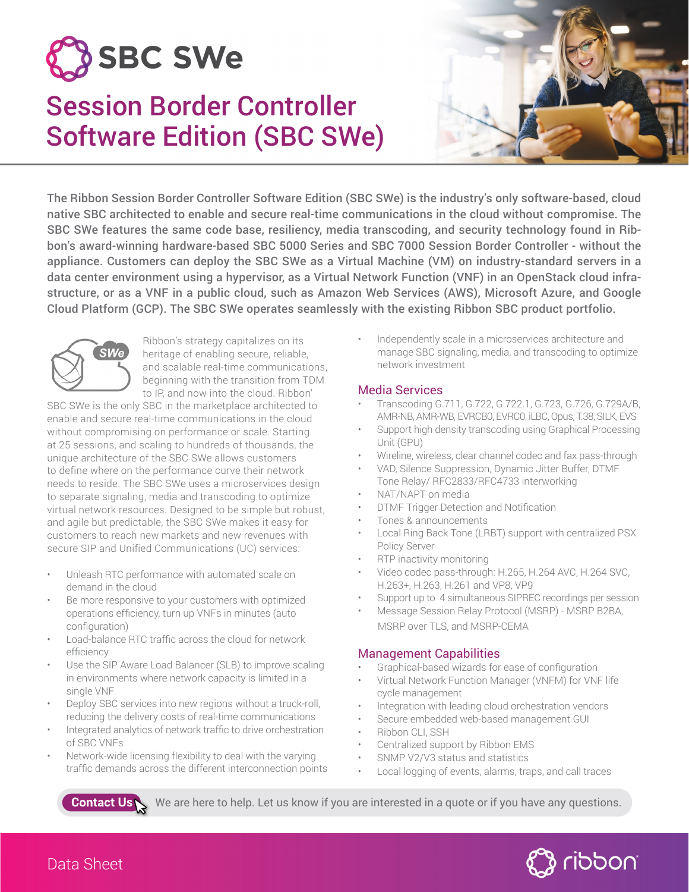# SBC SWe

## Session Border Controller Software Edition (SBC SWe)

**The Ribbon Session Border Controller Software Edition (SBC SWe) is the industry's only software-based, cloud native SBC architected to enable and secure real-time communications in the cloud without compromise. The SBC SWe features the same code base, resiliency, media transcoding, and security technology found in Ribbon's award-winning hardware-based SBC 5000 Series and SBC 7000 Session Border Controller - without the appliance. Customers can deploy the SBC SWe as a Virtual Machine (VM) on industry-standard servers in a data center environment using a hypervisor, as a Virtual Network Function (VNF) in an OpenStack cloud infrastructure, or as a VNF in a public cloud, such as Amazon Web Services (AWS), Microsoft Azure, and Google Cloud Platform (GCP). The SBC SWe operates seamlessly with the existing Ribbon SBC product portfolio.**

Ribbon's strategy capitalizes on its heritage of enabling secure, reliable, and scalable real-time communications, beginning with the transition from TDM to IP, and now into the cloud. Ribbon' SBC SWe is the only SBC in the marketplace architected to enable and secure real-time communications in the cloud without compromising on performance or scale. Starting at 25 sessions, and scaling to hundreds of thousands, the unique architecture of the SBC SWe allows customers to define where on the performance curve their network needs to reside. The SBC SWe uses a microservices design to separate signaling, media and transcoding to optimize virtual network resources. Designed to be simple but robust, and agile but predictable, the SBC SWe makes it easy for customers to reach new markets and new revenues with secure SIP and Unified Communications (UC) services:

- Unleash RTC performance with automated scale on demand in the cloud
- Be more responsive to your customers with optimized operations efficiency, turn up VNFs in minutes (auto configuration)
- Load-balance RTC traffic across the cloud for network efficiency
- Use the SIP Aware Load Balancer (SLB) to improve scaling in environments where network capacity is limited in a single VNF
- Deploy SBC services into new regions without a truck-roll, reducing the delivery costs of real-time communications
- Integrated analytics of network traffic to drive orchestration of SBC VNFs
- Network-wide licensing flexibility to deal with the varying traffic demands across the different interconnection points
- Independently scale in a microservices architecture and manage SBC signaling, media, and transcoding to optimize network investment

### Media Services

- Transcoding G.711, G.722, G.722.1, G.723, G.726, G.729A/B, AMR-NB, AMR-WB, EVRCB0, EVRC0, iLBC, Opus, T.38, SILK, EVS
- Support high density transcoding using Graphical Processing Unit (GPU)
- Wireline, wireless, clear channel codec and fax pass-through
- VAD, Silence Suppression, Dynamic Jitter Buffer, DTMF Tone Relay/ RFC2833/RFC4733 interworking
- NAT/NAPT on media
- DTMF Trigger Detection and Notification
- Tones & announcements
- Local Ring Back Tone (LRBT) support with centralized PSX Policy Server
- RTP inactivity monitoring
- Video codec pass-through: H.265, H.264 AVC, H.264 SVC, H.263+, H.263, H.261 and VP8, VP9
- Support up to 4 simultaneous SIPREC recordings per session
- Message Session Relay Protocol (MSRP) - MSRP B2BA, MSRP over TLS, and MSRP-CEMA

### Management Capabilities

- Graphical-based wizards for ease of configuration
- Virtual Network Function Manager (VNFM) for VNF life cycle management
- Integration with leading cloud orchestration vendors
- Secure embedded web-based management GUI
- Ribbon CLI, SSH
- Centralized support by Ribbon EMS
- SNMP V2/V3 status and statistics
- Local logging of events, alarms, traps, and call traces

**Contact Us** We are here to help. Let us know if you are interested in a quote or if you have any questions.

Data Sheet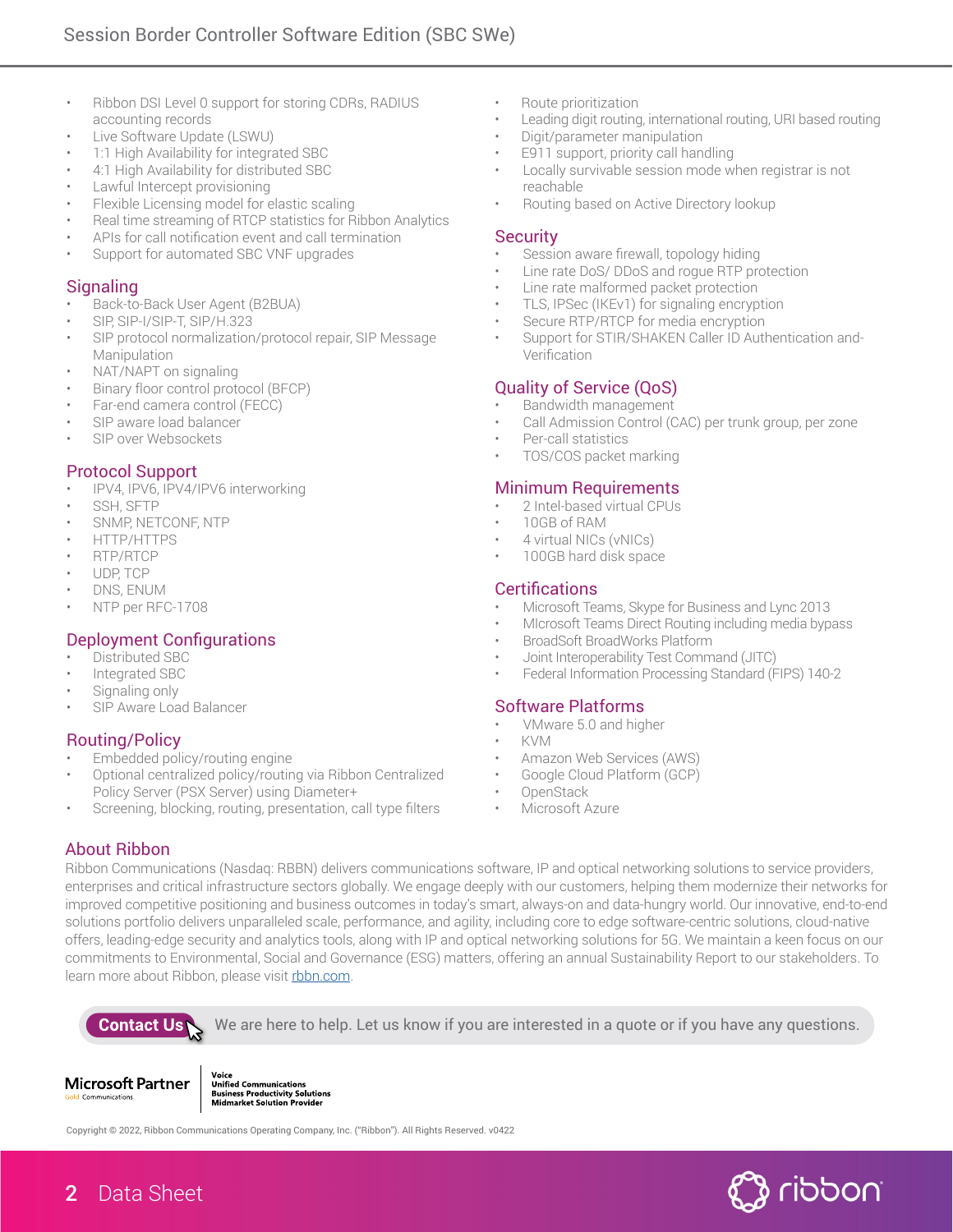- Ribbon DSI Level 0 support for storing CDRs, RADIUS accounting records
- Live Software Update (LSWU)
- 1:1 High Availability for integrated SBC
- 4:1 High Availability for distributed SBC
- Lawful Intercept provisioning
- Flexible Licensing model for elastic scaling
- Real time streaming of RTCP statistics for Ribbon Analytics
- APIs for call notification event and call termination
- Support for automated SBC VNF upgrades

## Signaling

- Back-to-Back User Agent (B2BUA)
- SIP, SIP-I/SIP-T, SIP/H.323
- SIP protocol normalization/protocol repair, SIP Message Manipulation
- NAT/NAPT on signaling
- Binary floor control protocol (BFCP)
- Far-end camera control (FECC)
- SIP aware load balancer
- SIP over Websockets

## Protocol Support

- IPV4, IPV6, IPV4/IPV6 interworking
- SSH, SFTP
- SNMP, NETCONF, NTP
- HTTP/HTTPS
- RTP/RTCP
- UDP, TCP
- DNS, ENUM
- NTP per RFC-1708

## Deployment Configurations

- Distributed SBC
- Integrated SBC
- Signaling only
- SIP Aware Load Balancer

## Routing/Policy

- Embedded policy/routing engine
- Optional centralized policy/routing via Ribbon Centralized Policy Server (PSX Server) using Diameter+
- Screening, blocking, routing, presentation, call type filters
- Route prioritization
- Leading digit routing, international routing, URI based routing
- Digit/parameter manipulation
- E911 support, priority call handling
- Locally survivable session mode when registrar is not reachable
- Routing based on Active Directory lookup

## Security

- Session aware firewall, topology hiding
- Line rate DoS/ DDoS and rogue RTP protection
- Line rate malformed packet protection
- TLS, IPSec (IKEv1) for signaling encryption
- Secure RTP/RTCP for media encryption
- Support for STIR/SHAKEN Caller ID Authentication and-Verification

## Quality of Service (QoS)

- Bandwidth management
- Call Admission Control (CAC) per trunk group, per zone
- Per-call statistics
- TOS/COS packet marking

## Minimum Requirements

- 2 Intel-based virtual CPUs
- 10GB of RAM
- 4 virtual NICs (vNICs)
- 100GB hard disk space

## Certifications

- Microsoft Teams, Skype for Business and Lync 2013
- MIcrosoft Teams Direct Routing including media bypass
- BroadSoft BroadWorks Platform
- Joint Interoperability Test Command (JITC)
- Federal Information Processing Standard (FIPS) 140-2

## Software Platforms

- VMware 5.0 and higher
- KVM
- Amazon Web Services (AWS)
- Google Cloud Platform (GCP)
- OpenStack
- Microsoft Azure

## About Ribbon

Ribbon Communications (Nasdaq: RBBN) delivers communications software, IP and optical networking solutions to service providers, enterprises and critical infrastructure sectors globally. We engage deeply with our customers, helping them modernize their networks for improved competitive positioning and business outcomes in today's smart, always-on and data-hungry world. Our innovative, end-to-end solutions portfolio delivers unparalleled scale, performance, and agility, including core to edge software-centric solutions, cloud-native offers, leading-edge security and analytics tools, along with IP and optical networking solutions for 5G. We maintain a keen focus on our commitments to Environmental, Social and Governance (ESG) matters, offering an annual Sustainability Report to our stakeholders. To learn more about Ribbon, please visit rbbn.com.

**Contact Us** We are here to help. Let us know if you are interested in a quote or if you have any questions.

Microsoft Partner
Gold Communications

Voice
Unified Communications
Business Productivity Solutions
Midmarket Solution Provider

Copyright © 2022, Ribbon Communications Operating Company, Inc. ("Ribbon"). All Rights Reserved. v0422